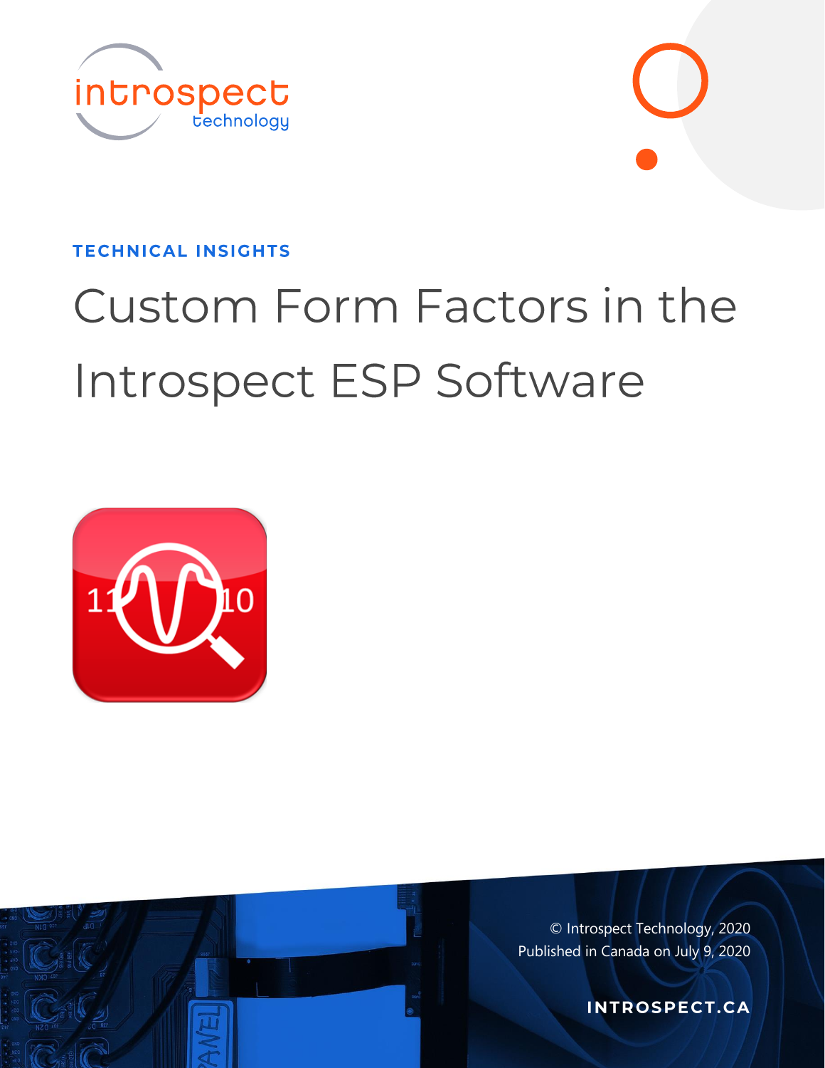TECHNICAL INSIGHTS

# Custom Form Factors in the Introspect ESP Software

© Introspect Technology, 2020
Published in Canada on July 9, 2020

INTROSPECT.CA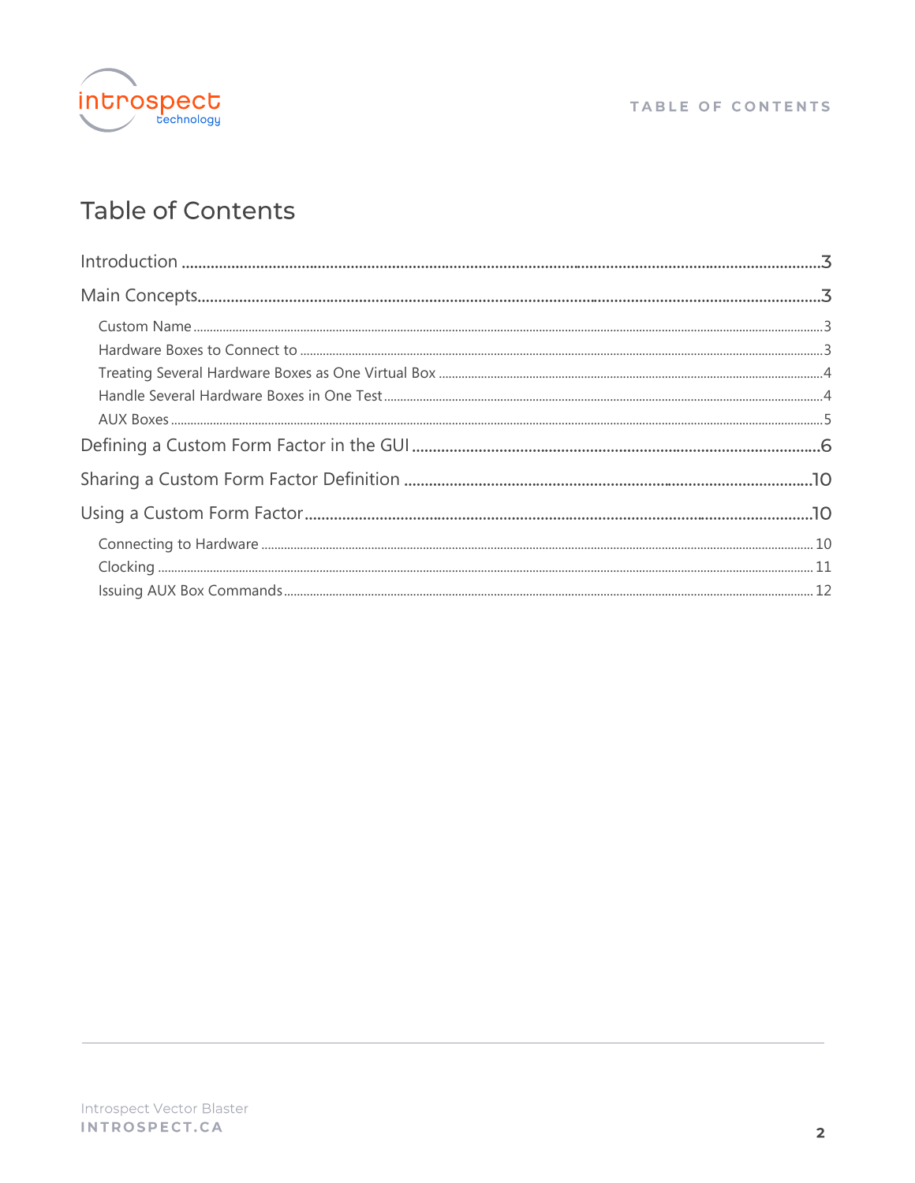# Table of Contents

Introduction ........ 3

Main Concepts ........ 3

- Custom Name ........ 3
- Hardware Boxes to Connect to ........ 3
- Treating Several Hardware Boxes as One Virtual Box ........ 4
- Handle Several Hardware Boxes in One Test ........ 4
- AUX Boxes ........ 5

Defining a Custom Form Factor in the GUI ........ 6

Sharing a Custom Form Factor Definition ........ 10

Using a Custom Form Factor ........ 10

- Connecting to Hardware ........ 10
- Clocking ........ 11
- Issuing AUX Box Commands ........ 12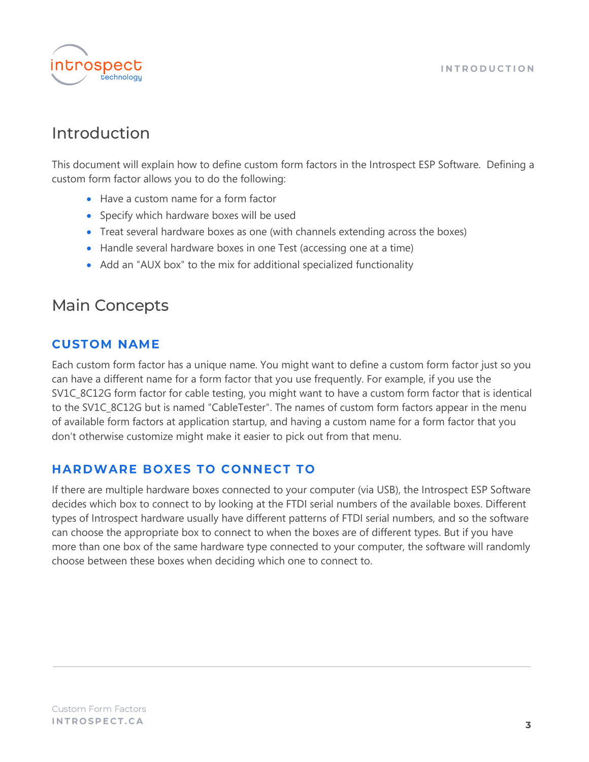# Introduction

This document will explain how to define custom form factors in the Introspect ESP Software. Defining a custom form factor allows you to do the following:

- Have a custom name for a form factor
- Specify which hardware boxes will be used
- Treat several hardware boxes as one (with channels extending across the boxes)
- Handle several hardware boxes in one Test (accessing one at a time)
- Add an "AUX box" to the mix for additional specialized functionality

# Main Concepts

## CUSTOM NAME

Each custom form factor has a unique name. You might want to define a custom form factor just so you can have a different name for a form factor that you use frequently. For example, if you use the SV1C_8C12G form factor for cable testing, you might want to have a custom form factor that is identical to the SV1C_8C12G but is named "CableTester". The names of custom form factors appear in the menu of available form factors at application startup, and having a custom name for a form factor that you don't otherwise customize might make it easier to pick out from that menu.

## HARDWARE BOXES TO CONNECT TO

If there are multiple hardware boxes connected to your computer (via USB), the Introspect ESP Software decides which box to connect to by looking at the FTDI serial numbers of the available boxes. Different types of Introspect hardware usually have different patterns of FTDI serial numbers, and so the software can choose the appropriate box to connect to when the boxes are of different types. But if you have more than one box of the same hardware type connected to your computer, the software will randomly choose between these boxes when deciding which one to connect to.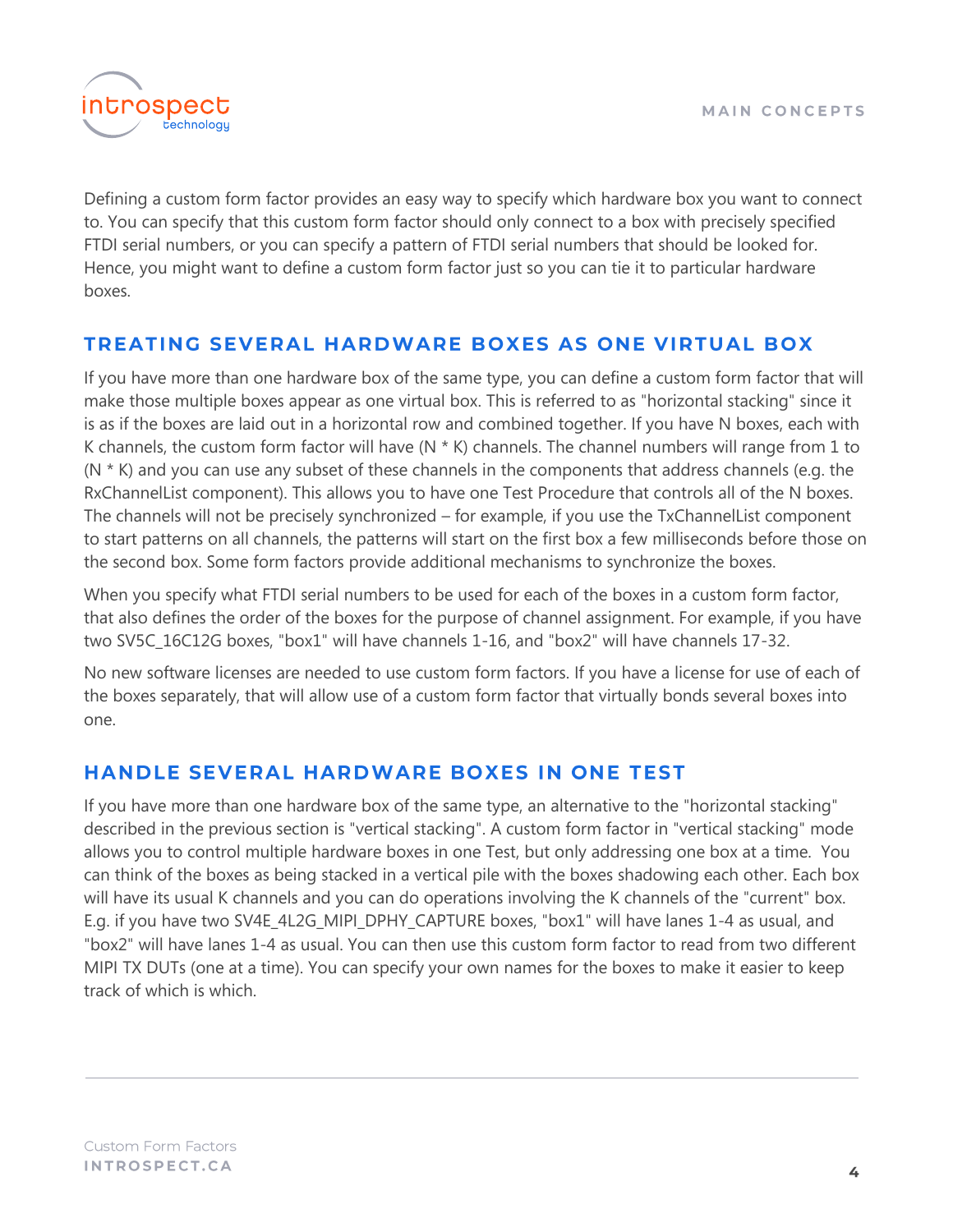Defining a custom form factor provides an easy way to specify which hardware box you want to connect to. You can specify that this custom form factor should only connect to a box with precisely specified FTDI serial numbers, or you can specify a pattern of FTDI serial numbers that should be looked for. Hence, you might want to define a custom form factor just so you can tie it to particular hardware boxes.

## TREATING SEVERAL HARDWARE BOXES AS ONE VIRTUAL BOX

If you have more than one hardware box of the same type, you can define a custom form factor that will make those multiple boxes appear as one virtual box. This is referred to as "horizontal stacking" since it is as if the boxes are laid out in a horizontal row and combined together. If you have N boxes, each with K channels, the custom form factor will have (N * K) channels. The channel numbers will range from 1 to (N * K) and you can use any subset of these channels in the components that address channels (e.g. the RxChannelList component). This allows you to have one Test Procedure that controls all of the N boxes. The channels will not be precisely synchronized – for example, if you use the TxChannelList component to start patterns on all channels, the patterns will start on the first box a few milliseconds before those on the second box. Some form factors provide additional mechanisms to synchronize the boxes.

When you specify what FTDI serial numbers to be used for each of the boxes in a custom form factor, that also defines the order of the boxes for the purpose of channel assignment. For example, if you have two SV5C_16C12G boxes, "box1" will have channels 1-16, and "box2" will have channels 17-32.

No new software licenses are needed to use custom form factors. If you have a license for use of each of the boxes separately, that will allow use of a custom form factor that virtually bonds several boxes into one.

## HANDLE SEVERAL HARDWARE BOXES IN ONE TEST

If you have more than one hardware box of the same type, an alternative to the "horizontal stacking" described in the previous section is "vertical stacking". A custom form factor in "vertical stacking" mode allows you to control multiple hardware boxes in one Test, but only addressing one box at a time. You can think of the boxes as being stacked in a vertical pile with the boxes shadowing each other. Each box will have its usual K channels and you can do operations involving the K channels of the "current" box. E.g. if you have two SV4E_4L2G_MIPI_DPHY_CAPTURE boxes, "box1" will have lanes 1-4 as usual, and "box2" will have lanes 1-4 as usual. You can then use this custom form factor to read from two different MIPI TX DUTs (one at a time). You can specify your own names for the boxes to make it easier to keep track of which is which.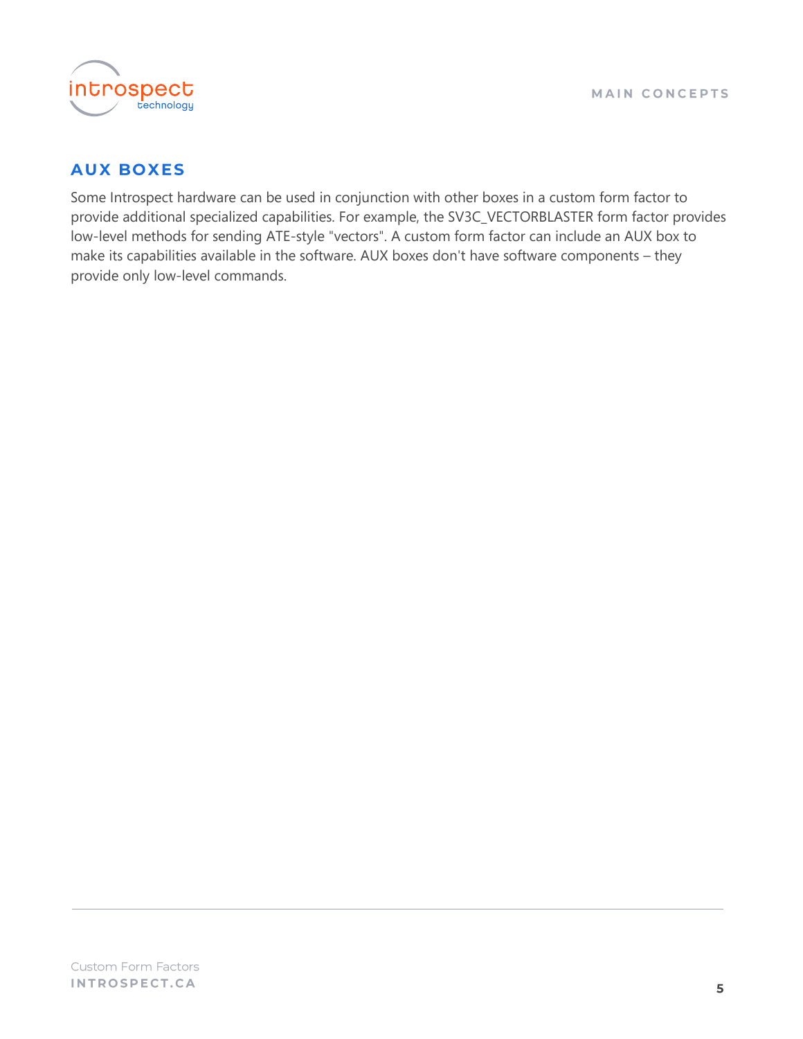## AUX BOXES

Some Introspect hardware can be used in conjunction with other boxes in a custom form factor to provide additional specialized capabilities. For example, the SV3C_VECTORBLASTER form factor provides low-level methods for sending ATE-style "vectors". A custom form factor can include an AUX box to make its capabilities available in the software. AUX boxes don't have software components – they provide only low-level commands.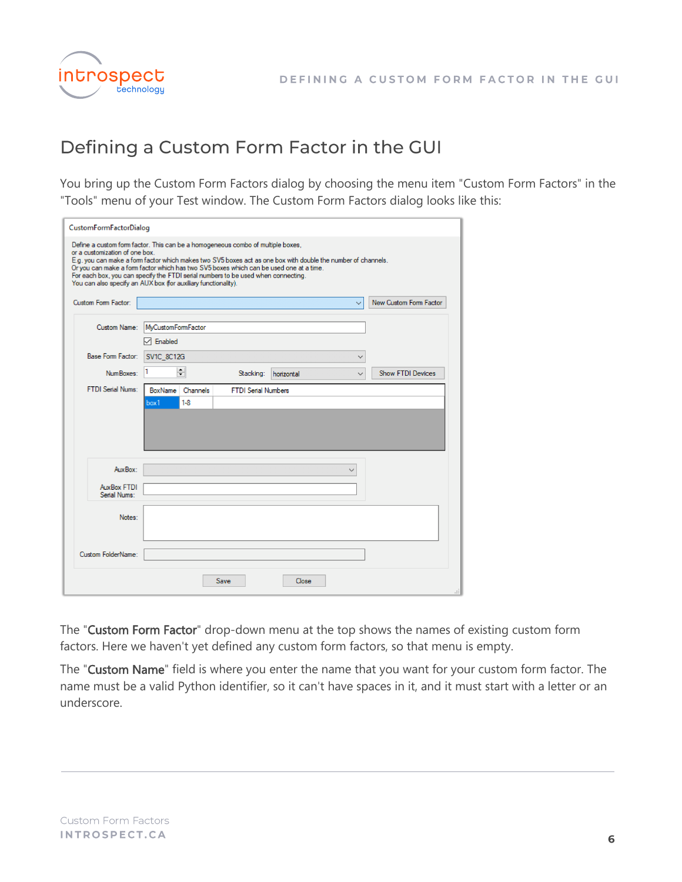# Defining a Custom Form Factor in the GUI

You bring up the Custom Form Factors dialog by choosing the menu item "Custom Form Factors" in the "Tools" menu of your Test window. The Custom Form Factors dialog looks like this:

The "**Custom Form Factor**" drop-down menu at the top shows the names of existing custom form factors. Here we haven't yet defined any custom form factors, so that menu is empty.

The "**Custom Name**" field is where you enter the name that you want for your custom form factor. The name must be a valid Python identifier, so it can't have spaces in it, and it must start with a letter or an underscore.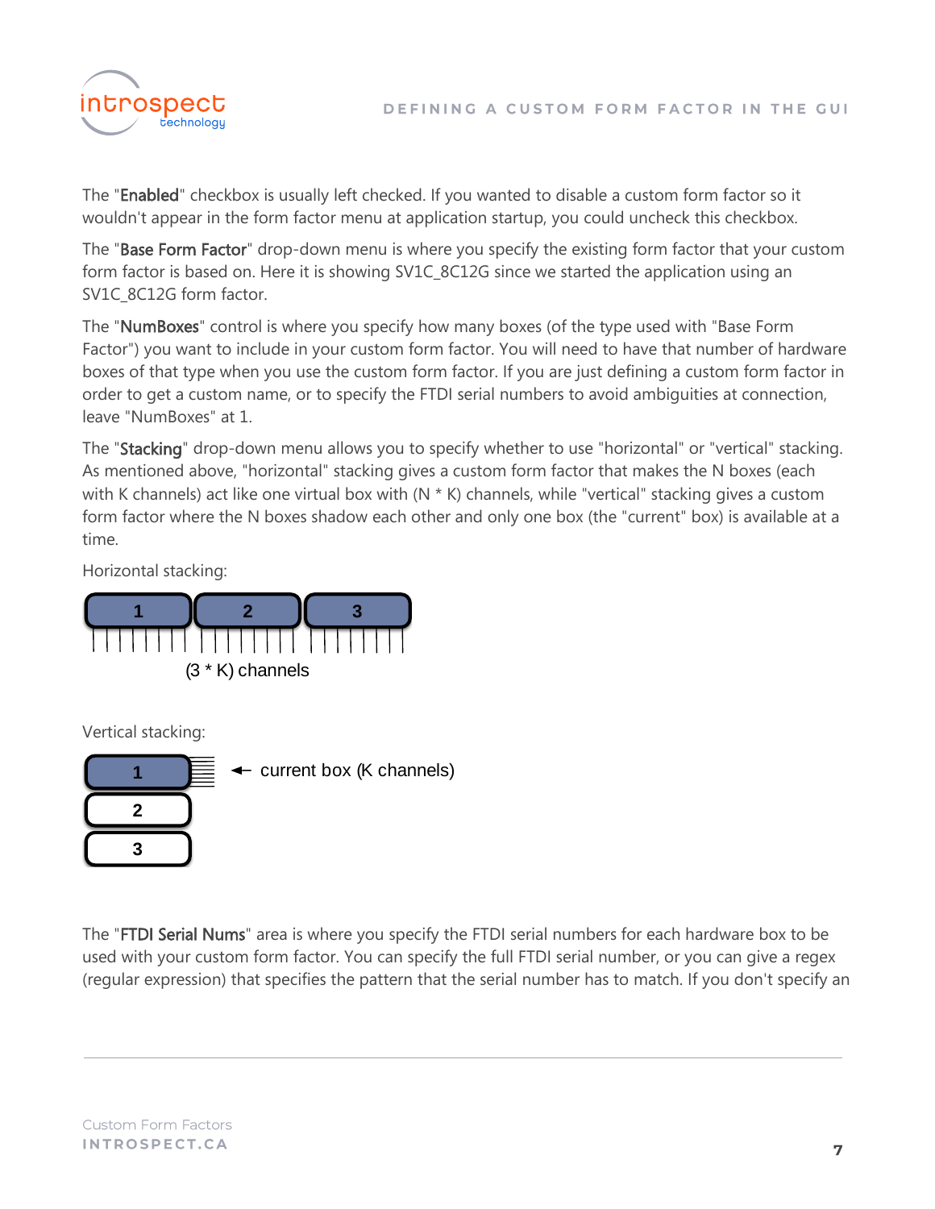The "**Enabled**" checkbox is usually left checked. If you wanted to disable a custom form factor so it wouldn't appear in the form factor menu at application startup, you could uncheck this checkbox.

The "**Base Form Factor**" drop-down menu is where you specify the existing form factor that your custom form factor is based on. Here it is showing SV1C_8C12G since we started the application using an SV1C_8C12G form factor.

The "**NumBoxes**" control is where you specify how many boxes (of the type used with "Base Form Factor") you want to include in your custom form factor. You will need to have that number of hardware boxes of that type when you use the custom form factor. If you are just defining a custom form factor in order to get a custom name, or to specify the FTDI serial numbers to avoid ambiguities at connection, leave "NumBoxes" at 1.

The "**Stacking**" drop-down menu allows you to specify whether to use "horizontal" or "vertical" stacking. As mentioned above, "horizontal" stacking gives a custom form factor that makes the N boxes (each with K channels) act like one virtual box with (N * K) channels, while "vertical" stacking gives a custom form factor where the N boxes shadow each other and only one box (the "current" box) is available at a time.

Horizontal stacking:

1 2 3

(3 * K) channels

Vertical stacking:

1 ← current box (K channels)

2

3

The "**FTDI Serial Nums**" area is where you specify the FTDI serial numbers for each hardware box to be used with your custom form factor. You can specify the full FTDI serial number, or you can give a regex (regular expression) that specifies the pattern that the serial number has to match. If you don't specify an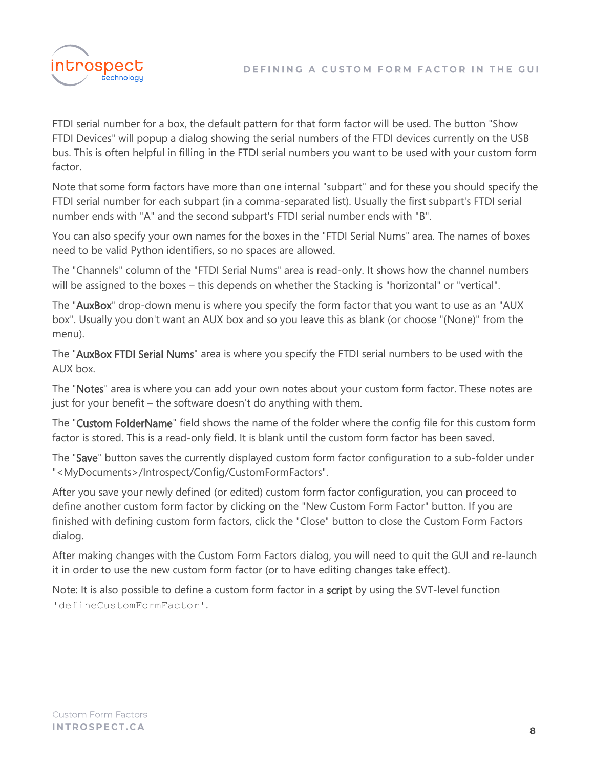FTDI serial number for a box, the default pattern for that form factor will be used. The button "Show FTDI Devices" will popup a dialog showing the serial numbers of the FTDI devices currently on the USB bus. This is often helpful in filling in the FTDI serial numbers you want to be used with your custom form factor.

Note that some form factors have more than one internal "subpart" and for these you should specify the FTDI serial number for each subpart (in a comma-separated list). Usually the first subpart's FTDI serial number ends with "A" and the second subpart's FTDI serial number ends with "B".

You can also specify your own names for the boxes in the "FTDI Serial Nums" area. The names of boxes need to be valid Python identifiers, so no spaces are allowed.

The "Channels" column of the "FTDI Serial Nums" area is read-only. It shows how the channel numbers will be assigned to the boxes – this depends on whether the Stacking is "horizontal" or "vertical".

The "AuxBox" drop-down menu is where you specify the form factor that you want to use as an "AUX box". Usually you don't want an AUX box and so you leave this as blank (or choose "(None)" from the menu).

The "AuxBox FTDI Serial Nums" area is where you specify the FTDI serial numbers to be used with the AUX box.

The "Notes" area is where you can add your own notes about your custom form factor. These notes are just for your benefit – the software doesn't do anything with them.

The "Custom FolderName" field shows the name of the folder where the config file for this custom form factor is stored. This is a read-only field. It is blank until the custom form factor has been saved.

The "Save" button saves the currently displayed custom form factor configuration to a sub-folder under "<MyDocuments>/Introspect/Config/CustomFormFactors".

After you save your newly defined (or edited) custom form factor configuration, you can proceed to define another custom form factor by clicking on the "New Custom Form Factor" button. If you are finished with defining custom form factors, click the "Close" button to close the Custom Form Factors dialog.

After making changes with the Custom Form Factors dialog, you will need to quit the GUI and re-launch it in order to use the new custom form factor (or to have editing changes take effect).

Note: It is also possible to define a custom form factor in a script by using the SVT-level function `'defineCustomFormFactor'`.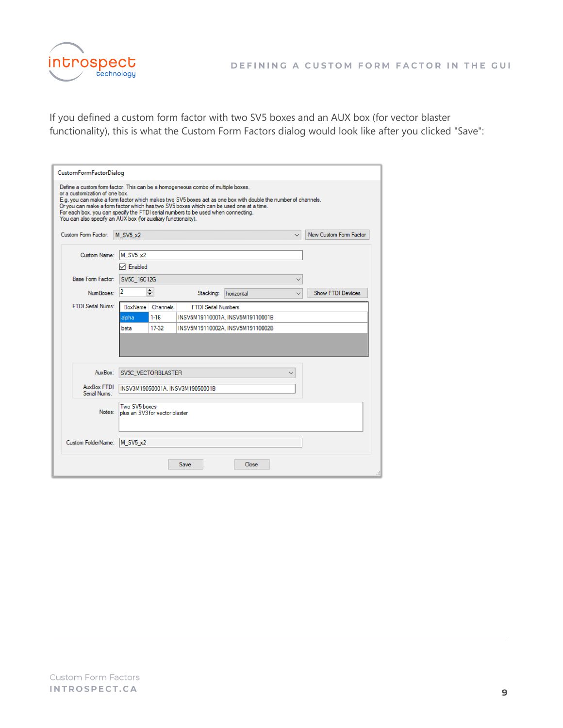If you defined a custom form factor with two SV5 boxes and an AUX box (for vector blaster functionality), this is what the Custom Form Factors dialog would look like after you clicked "Save":

CustomFormFactorDialog

Define a custom form factor. This can be a homogeneous combo of multiple boxes,
or a customization of one box.
E.g. you can make a form factor which makes two SV5 boxes act as one box with double the number of channels.
Or you can make a form factor which has two SV5 boxes which can be used one at a time.
For each box, you can specify the FTDI serial numbers to be used when connecting.
You can also specify an AUX box (for auxiliary functionality).

Custom Form Factor: M_SV5_x2 | New Custom Form Factor

Custom Name: M_SV5_x2

☑ Enabled

Base Form Factor: SV5C_16C12G

NumBoxes: 2 | Stacking: horizontal | Show FTDI Devices

FTDI Serial Nums:

| BoxName | Channels | FTDI Serial Numbers |
|---|---|---|
| alpha | 1-16 | INSV5M19110001A, INSV5M19110001B |
| beta | 17-32 | INSV5M19110002A, INSV5M19110002B |

AuxBox: SV3C_VECTORBLASTER

AuxBox FTDI Serial Nums: INSV3M19050001A, INSV3M19050001B

Notes: Two SV5 boxes
plus an SV3 for vector blaster

Custom FolderName: M_SV5_x2

Save | Close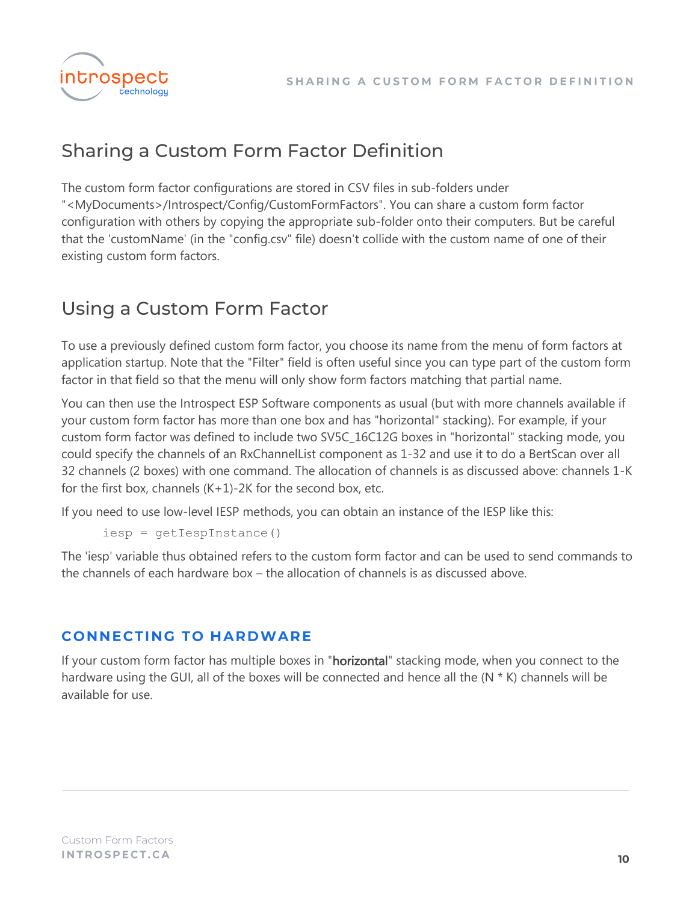## Sharing a Custom Form Factor Definition

The custom form factor configurations are stored in CSV files in sub-folders under "<MyDocuments>/Introspect/Config/CustomFormFactors". You can share a custom form factor configuration with others by copying the appropriate sub-folder onto their computers. But be careful that the 'customName' (in the "config.csv" file) doesn't collide with the custom name of one of their existing custom form factors.

## Using a Custom Form Factor

To use a previously defined custom form factor, you choose its name from the menu of form factors at application startup. Note that the "Filter" field is often useful since you can type part of the custom form factor in that field so that the menu will only show form factors matching that partial name.

You can then use the Introspect ESP Software components as usual (but with more channels available if your custom form factor has more than one box and has "horizontal" stacking). For example, if your custom form factor was defined to include two SV5C_16C12G boxes in "horizontal" stacking mode, you could specify the channels of an RxChannelList component as 1-32 and use it to do a BertScan over all 32 channels (2 boxes) with one command. The allocation of channels is as discussed above: channels 1-K for the first box, channels (K+1)-2K for the second box, etc.

If you need to use low-level IESP methods, you can obtain an instance of the IESP like this:

```
iesp = getIespInstance()
```

The 'iesp' variable thus obtained refers to the custom form factor and can be used to send commands to the channels of each hardware box – the allocation of channels is as discussed above.

### CONNECTING TO HARDWARE

If your custom form factor has multiple boxes in "horizontal" stacking mode, when you connect to the hardware using the GUI, all of the boxes will be connected and hence all the (N * K) channels will be available for use.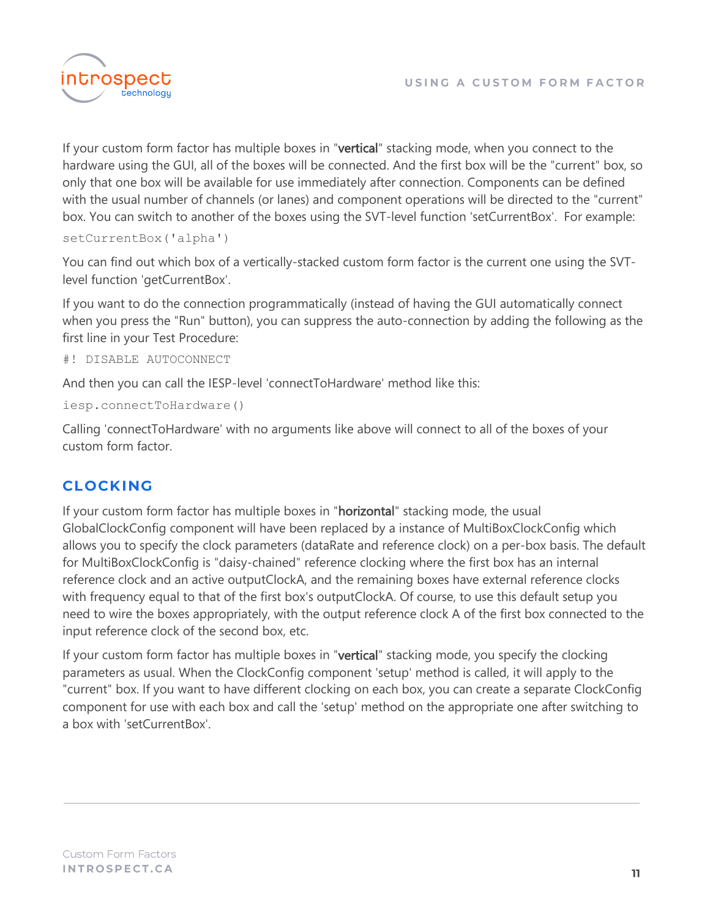If your custom form factor has multiple boxes in "**vertical**" stacking mode, when you connect to the hardware using the GUI, all of the boxes will be connected. And the first box will be the "current" box, so only that one box will be available for use immediately after connection. Components can be defined with the usual number of channels (or lanes) and component operations will be directed to the "current" box. You can switch to another of the boxes using the SVT-level function 'setCurrentBox'. For example:

```
setCurrentBox('alpha')
```

You can find out which box of a vertically-stacked custom form factor is the current one using the SVT-level function 'getCurrentBox'.

If you want to do the connection programmatically (instead of having the GUI automatically connect when you press the "Run" button), you can suppress the auto-connection by adding the following as the first line in your Test Procedure:

```
#! DISABLE AUTOCONNECT
```

And then you can call the IESP-level 'connectToHardware' method like this:

```
iesp.connectToHardware()
```

Calling 'connectToHardware' with no arguments like above will connect to all of the boxes of your custom form factor.

## CLOCKING

If your custom form factor has multiple boxes in "**horizontal**" stacking mode, the usual GlobalClockConfig component will have been replaced by a instance of MultiBoxClockConfig which allows you to specify the clock parameters (dataRate and reference clock) on a per-box basis. The default for MultiBoxClockConfig is "daisy-chained" reference clocking where the first box has an internal reference clock and an active outputClockA, and the remaining boxes have external reference clocks with frequency equal to that of the first box's outputClockA. Of course, to use this default setup you need to wire the boxes appropriately, with the output reference clock A of the first box connected to the input reference clock of the second box, etc.

If your custom form factor has multiple boxes in "**vertical**" stacking mode, you specify the clocking parameters as usual. When the ClockConfig component 'setup' method is called, it will apply to the "current" box. If you want to have different clocking on each box, you can create a separate ClockConfig component for use with each box and call the 'setup' method on the appropriate one after switching to a box with 'setCurrentBox'.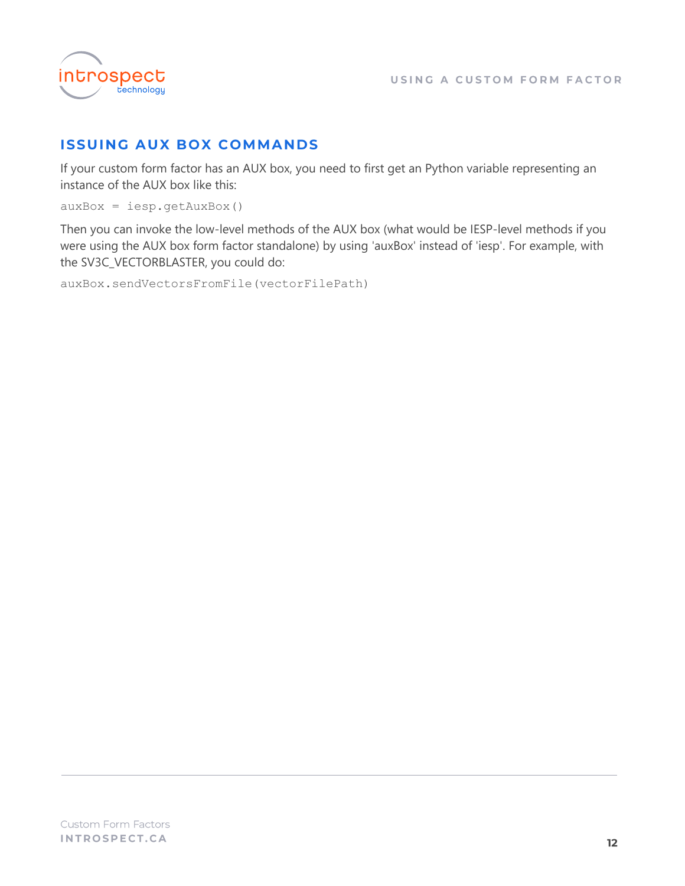## ISSUING AUX BOX COMMANDS

If your custom form factor has an AUX box, you need to first get an Python variable representing an instance of the AUX box like this:

```
auxBox = iesp.getAuxBox()
```

Then you can invoke the low-level methods of the AUX box (what would be IESP-level methods if you were using the AUX box form factor standalone) by using 'auxBox' instead of 'iesp'. For example, with the SV3C_VECTORBLASTER, you could do:

```
auxBox.sendVectorsFromFile(vectorFilePath)
```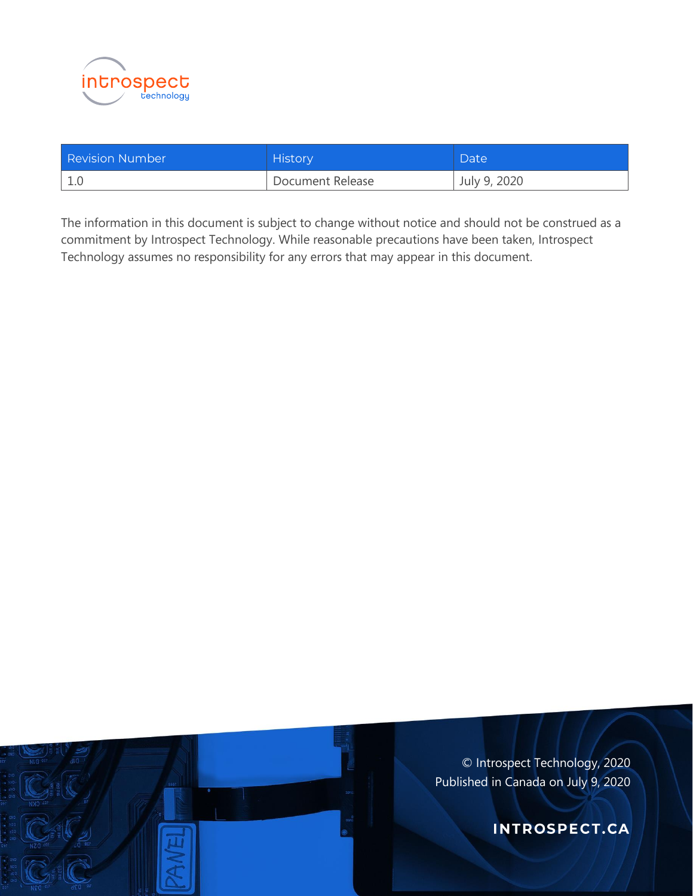| Revision Number | History | Date |
| --- | --- | --- |
| 1.0 | Document Release | July 9, 2020 |

The information in this document is subject to change without notice and should not be construed as a commitment by Introspect Technology. While reasonable precautions have been taken, Introspect Technology assumes no responsibility for any errors that may appear in this document.

© Introspect Technology, 2020
Published in Canada on July 9, 2020

**INTROSPECT.CA**